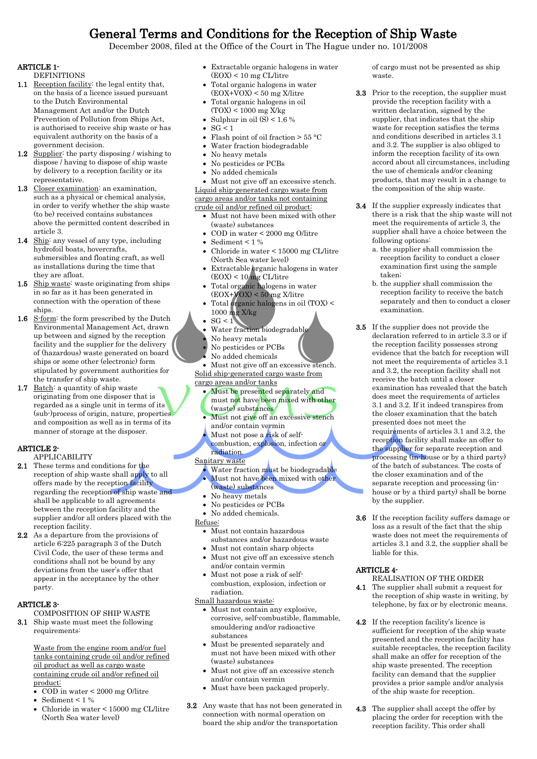# General Terms and Conditions for the Reception of Ship Waste

December 2008, filed at the Office of the Court in The Hague under no. 101/2008

## ARTICLE 1- DEFINITIONS

**1.1** Reception facility: the legal entity that, on the basis of a licence issued pursuant to the Dutch Environmental Management Act and/or the Dutch Prevention of Pollution from Ships Act, is authorised to receive ship waste or has equivalent authority on the basis of a government decision.

**1.2** Supplier: the party disposing / wishing to dispose / having to dispose of ship waste by delivery to a reception facility or its representative.

**1.3** Closer examination: an examination, such as a physical or chemical analysis, in order to verify whether the ship waste (to be) received contains substances above the permitted content described in article 3.

**1.4** Ship: any vessel of any type, including hydrofoil boats, hovercrafts, submersibles and floating craft, as well as installations during the time that they are afloat.

**1.5** Ship waste: waste originating from ships in so far as it has been generated in connection with the operation of these ships.

**1.6** S-form: the form prescribed by the Dutch Environmental Management Act, drawn up between and signed by the reception facility and the supplier for the delivery of (hazardous) waste generated on board ships or some other (electronic) form stipulated by government authorities for the transfer of ship waste.

**1.7** Batch: a quantity of ship waste originating from one disposer that is regarded as a single unit in terms of its (sub-)process of origin, nature, properties and composition as well as in terms of its manner of storage at the disposer.

## ARTICLE 2- APPLICABILITY

**2.1** These terms and conditions for the reception of ship waste shall apply to all offers made by the reception facility regarding the reception of ship waste and shall be applicable to all agreements between the reception facility and the supplier and/or all orders placed with the reception facility.

**2.2** As a departure from the provisions of article 6:225 paragraph 3 of the Dutch Civil Code, the user of these terms and conditions shall not be bound by any deviations from the user's offer that appear in the acceptance by the other party.

## ARTICLE 3- COMPOSITION OF SHIP WASTE

**3.1** Ship waste must meet the following requirements:

Waste from the engine room and/or fuel tanks containing crude oil and/or refined oil product as well as cargo waste containing crude oil and/or refined oil product:

- COD in water < 2000 mg O/litre
- Sediment < 1 %
- Chloride in water < 15000 mg CL/litre (North Sea water level)
- Extractable organic halogens in water (EOX) < 10 mg CL/litre
- Total organic halogens in water (EOX+VOX) < 50 mg X/litre
- Total organic halogens in oil (TOX) < 1000 mg X/kg
- Sulphur in oil (S) < 1.6 %
- SG < 1
- Flash point of oil fraction > 55 °C
- Water fraction biodegradable
- No heavy metals
- No pesticides or PCBs
- No added chemicals
- Must not give off an excessive stench.

Liquid ship-generated cargo waste from cargo areas and/or tanks not containing crude oil and/or refined oil product:

- Must not have been mixed with other (waste) substances
- COD in water < 2000 mg O/litre
- Sediment < 1 %
- Chloride in water < 15000 mg CL/litre (North Sea water level)
- Extractable organic halogens in water (EOX) < 10 mg CL/litre
- Total organic halogens in water (EOX+VOX) < 50 mg X/litre
- Total organic halogens in oil (TOX) < 1000 mg X/kg
- SG < 1
- Water fraction biodegradable
- No heavy metals
- No pesticides or PCBs
- No added chemicals
- Must not give off an excessive stench.

Solid ship-generated cargo waste from cargo areas and/or tanks

- Must be presented separately and must not have been mixed with other (waste) substances
- Must not give off an excessive stench and/or contain vermin
- Must not pose a risk of self-combustion, explosion, infection or radiation.

Sanitary waste

- Water fraction must be biodegradable
- Must not have been mixed with other (waste) substances
- No heavy metals
- No pesticides or PCBs
- No added chemicals.

Refuse:

- Must not contain hazardous substances and/or hazardous waste
- Must not contain sharp objects
- Must not give off an excessive stench and/or contain vermin
- Must not pose a risk of self-combustion, explosion, infection or radiation.

Small hazardous waste:

- Must not contain any explosive, corrosive, self-combustible, flammable, smouldering and/or radioactive substances
- Must be presented separately and must not have been mixed with other (waste) substances
- Must not give off an excessive stench and/or contain vermin
- Must have been packaged properly.

**3.2** Any waste that has not been generated in connection with normal operation on board the ship and/or the transportation of cargo must not be presented as ship waste.

**3.3** Prior to the reception, the supplier must provide the reception facility with a written declaration, signed by the supplier, that indicates that the ship waste for reception satisfies the terms and conditions described in articles 3.1 and 3.2. The supplier is also obliged to inform the reception facility of its own accord about all circumstances, including the use of chemicals and/or cleaning products, that may result in a change to the composition of the ship waste.

**3.4** If the supplier expressly indicates that there is a risk that the ship waste will not meet the requirements of article 3, the supplier shall have a choice between the following options:

a. the supplier shall commission the reception facility to conduct a closer examination first using the sample taken;
b. the supplier shall commission the reception facility to receive the batch separately and then to conduct a closer examination.

**3.5** If the supplier does not provide the declaration referred to in article 3.3 or if the reception facility possesses strong evidence that the batch for reception will not meet the requirements of articles 3.1 and 3.2, the reception facility shall not receive the batch until a closer examination has revealed that the batch does meet the requirements of articles 3.1 and 3.2. If it indeed transpires from the closer examination that the batch presented does not meet the requirements of articles 3.1 and 3.2, the reception facility shall make an offer to the supplier for separate reception and processing (in-house or by a third party) of the batch of substances. The costs of the closer examination and of the separate reception and processing (in-house or by a third party) shall be borne by the supplier.

**3.6** If the reception facility suffers damage or loss as a result of the fact that the ship waste does not meet the requirements of articles 3.1 and 3.2, the supplier shall be liable for this.

## ARTICLE 4- REALISATION OF THE ORDER

**4.1** The supplier shall submit a request for the reception of ship waste in writing, by telephone, by fax or by electronic means.

**4.2** If the reception facility's licence is sufficient for reception of the ship waste presented and the reception facility has suitable receptacles, the reception facility shall make an offer for reception of the ship waste presented. The reception facility can demand that the supplier provides a prior sample and/or analysis of the ship waste for reception.

**4.3** The supplier shall accept the offer by placing the order for reception with the reception facility. This order shall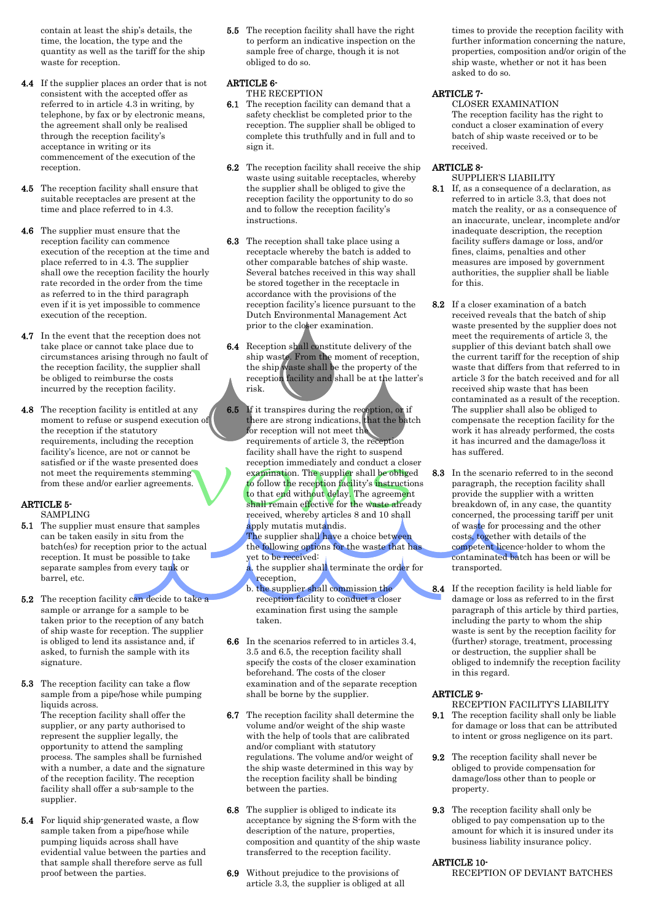contain at least the ship's details, the time, the location, the type and the quantity as well as the tariff for the ship waste for reception.

**4.4** If the supplier places an order that is not consistent with the accepted offer as referred to in article 4.3 in writing, by telephone, by fax or by electronic means, the agreement shall only be realised through the reception facility's acceptance in writing or its commencement of the execution of the reception.

**4.5** The reception facility shall ensure that suitable receptacles are present at the time and place referred to in 4.3.

**4.6** The supplier must ensure that the reception facility can commence execution of the reception at the time and place referred to in 4.3. The supplier shall owe the reception facility the hourly rate recorded in the order from the time as referred to in the third paragraph even if it is yet impossible to commence execution of the reception.

**4.7** In the event that the reception does not take place or cannot take place due to circumstances arising through no fault of the reception facility, the supplier shall be obliged to reimburse the costs incurred by the reception facility.

**4.8** The reception facility is entitled at any moment to refuse or suspend execution of the reception if the statutory requirements, including the reception facility's licence, are not or cannot be satisfied or if the waste presented does not meet the requirements stemming from these and/or earlier agreements.

## ARTICLE 5- SAMPLING

**5.1** The supplier must ensure that samples can be taken easily in situ from the batch(es) for reception prior to the actual reception. It must be possible to take separate samples from every tank or barrel, etc.

**5.2** The reception facility can decide to take a sample or arrange for a sample to be taken prior to the reception of any batch of ship waste for reception. The supplier is obliged to lend its assistance and, if asked, to furnish the sample with its signature.

**5.3** The reception facility can take a flow sample from a pipe/hose while pumping liquids across.
The reception facility shall offer the supplier, or any party authorised to represent the supplier legally, the opportunity to attend the sampling process. The samples shall be furnished with a number, a date and the signature of the reception facility. The reception facility shall offer a sub-sample to the supplier.

**5.4** For liquid ship-generated waste, a flow sample taken from a pipe/hose while pumping liquids across shall have evidential value between the parties and that sample shall therefore serve as full proof between the parties.

**5.5** The reception facility shall have the right to perform an indicative inspection on the sample free of charge, though it is not obliged to do so.

## ARTICLE 6- THE RECEPTION

**6.1** The reception facility can demand that a safety checklist be completed prior to the reception. The supplier shall be obliged to complete this truthfully and in full and to sign it.

**6.2** The reception facility shall receive the ship waste using suitable receptacles, whereby the supplier shall be obliged to give the reception facility the opportunity to do so and to follow the reception facility's instructions.

**6.3** The reception shall take place using a receptacle whereby the batch is added to other comparable batches of ship waste. Several batches received in this way shall be stored together in the receptacle in accordance with the provisions of the reception facility's licence pursuant to the Dutch Environmental Management Act prior to the closer examination.

**6.4** Reception shall constitute delivery of the ship waste. From the moment of reception, the ship waste shall be the property of the reception facility and shall be at the latter's risk.

**6.5** If it transpires during the reception, or if there are strong indications, that the batch for reception will not meet the requirements of article 3, the reception facility shall have the right to suspend reception immediately and conduct a closer examination. The supplier shall be obliged to follow the reception facility's instructions to that end without delay. The agreement shall remain effective for the waste already received, whereby articles 8 and 10 shall apply mutatis mutandis.
The supplier shall have a choice between the following options for the waste that has yet to be received:
a. the supplier shall terminate the order for reception,
b. the supplier shall commission the reception facility to conduct a closer examination first using the sample taken.

**6.6** In the scenarios referred to in articles 3.4, 3.5 and 6.5, the reception facility shall specify the costs of the closer examination beforehand. The costs of the closer examination and of the separate reception shall be borne by the supplier.

**6.7** The reception facility shall determine the volume and/or weight of the ship waste with the help of tools that are calibrated and/or compliant with statutory regulations. The volume and/or weight of the ship waste determined in this way by the reception facility shall be binding between the parties.

**6.8** The supplier is obliged to indicate its acceptance by signing the S-form with the description of the nature, properties, composition and quantity of the ship waste transferred to the reception facility.

**6.9** Without prejudice to the provisions of article 3.3, the supplier is obliged at all times to provide the reception facility with further information concerning the nature, properties, composition and/or origin of the ship waste, whether or not it has been asked to do so.

## ARTICLE 7- CLOSER EXAMINATION

The reception facility has the right to conduct a closer examination of every batch of ship waste received or to be received.

## ARTICLE 8- SUPPLIER'S LIABILITY

**8.1** If, as a consequence of a declaration, as referred to in article 3.3, that does not match the reality, or as a consequence of an inaccurate, unclear, incomplete and/or inadequate description, the reception facility suffers damage or loss, and/or fines, claims, penalties and other measures are imposed by government authorities, the supplier shall be liable for this.

**8.2** If a closer examination of a batch received reveals that the batch of ship waste presented by the supplier does not meet the requirements of article 3, the supplier of this deviant batch shall owe the current tariff for the reception of ship waste that differs from that referred to in article 3 for the batch received and for all received ship waste that has been contaminated as a result of the reception. The supplier shall also be obliged to compensate the reception facility for the work it has already performed, the costs it has incurred and the damage/loss it has suffered.

**8.3** In the scenario referred to in the second paragraph, the reception facility shall provide the supplier with a written breakdown of, in any case, the quantity concerned, the processing tariff per unit of waste for processing and the other costs, together with details of the competent licence-holder to whom the contaminated batch has been or will be transported.

**8.4** If the reception facility is held liable for damage or loss as referred to in the first paragraph of this article by third parties, including the party to whom the ship waste is sent by the reception facility for (further) storage, treatment, processing or destruction, the supplier shall be obliged to indemnify the reception facility in this regard.

## ARTICLE 9- RECEPTION FACILITY'S LIABILITY

**9.1** The reception facility shall only be liable for damage or loss that can be attributed to intent or gross negligence on its part.

**9.2** The reception facility shall never be obliged to provide compensation for damage/loss other than to people or property.

**9.3** The reception facility shall only be obliged to pay compensation up to the amount for which it is insured under its business liability insurance policy.

## ARTICLE 10- RECEPTION OF DEVIANT BATCHES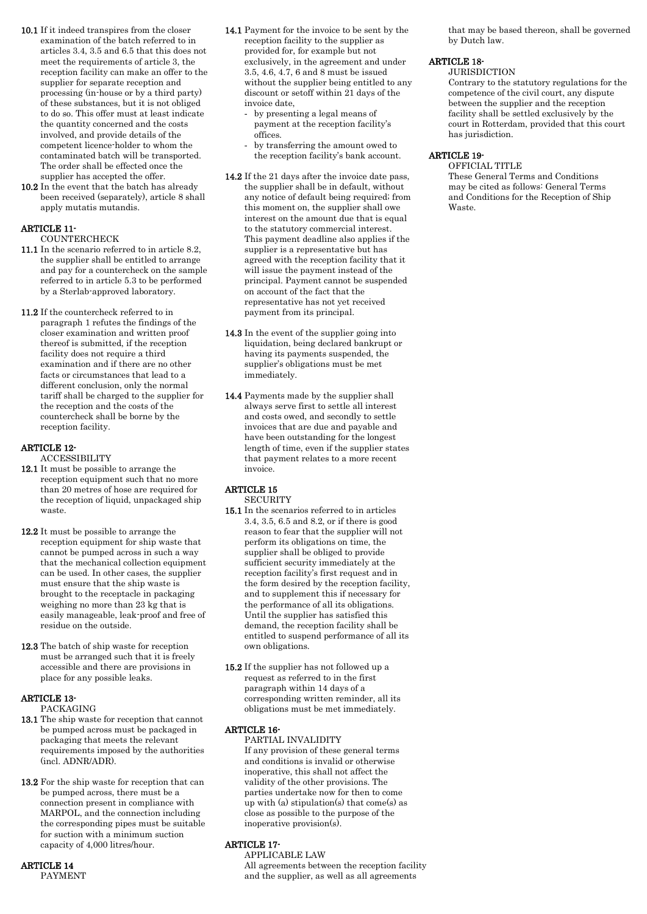**10.1** If it indeed transpires from the closer examination of the batch referred to in articles 3.4, 3.5 and 6.5 that this does not meet the requirements of article 3, the reception facility can make an offer to the supplier for separate reception and processing (in-house or by a third party) of these substances, but it is not obliged to do so. This offer must at least indicate the quantity concerned and the costs involved, and provide details of the competent licence-holder to whom the contaminated batch will be transported. The order shall be effected once the supplier has accepted the offer.

**10.2** In the event that the batch has already been received (separately), article 8 shall apply mutatis mutandis.

## ARTICLE 11- COUNTERCHECK

**11.1** In the scenario referred to in article 8.2, the supplier shall be entitled to arrange and pay for a countercheck on the sample referred to in article 5.3 to be performed by a Sterlab-approved laboratory.

**11.2** If the countercheck referred to in paragraph 1 refutes the findings of the closer examination and written proof thereof is submitted, if the reception facility does not require a third examination and if there are no other facts or circumstances that lead to a different conclusion, only the normal tariff shall be charged to the supplier for the reception and the costs of the countercheck shall be borne by the reception facility.

## ARTICLE 12- ACCESSIBILITY

**12.1** It must be possible to arrange the reception equipment such that no more than 20 metres of hose are required for the reception of liquid, unpackaged ship waste.

**12.2** It must be possible to arrange the reception equipment for ship waste that cannot be pumped across in such a way that the mechanical collection equipment can be used. In other cases, the supplier must ensure that the ship waste is brought to the receptacle in packaging weighing no more than 23 kg that is easily manageable, leak-proof and free of residue on the outside.

**12.3** The batch of ship waste for reception must be arranged such that it is freely accessible and there are provisions in place for any possible leaks.

## ARTICLE 13- PACKAGING

**13.1** The ship waste for reception that cannot be pumped across must be packaged in packaging that meets the relevant requirements imposed by the authorities (incl. ADNR/ADR).

**13.2** For the ship waste for reception that can be pumped across, there must be a connection present in compliance with MARPOL, and the connection including the corresponding pipes must be suitable for suction with a minimum suction capacity of 4,000 litres/hour.

## ARTICLE 14 PAYMENT

**14.1** Payment for the invoice to be sent by the reception facility to the supplier as provided for, for example but not exclusively, in the agreement and under 3.5, 4.6, 4.7, 6 and 8 must be issued without the supplier being entitled to any discount or setoff within 21 days of the invoice date,

- by presenting a legal means of payment at the reception facility's offices.
- by transferring the amount owed to the reception facility's bank account.

**14.2** If the 21 days after the invoice date pass, the supplier shall be in default, without any notice of default being required; from this moment on, the supplier shall owe interest on the amount due that is equal to the statutory commercial interest. This payment deadline also applies if the supplier is a representative but has agreed with the reception facility that it will issue the payment instead of the principal. Payment cannot be suspended on account of the fact that the representative has not yet received payment from its principal.

**14.3** In the event of the supplier going into liquidation, being declared bankrupt or having its payments suspended, the supplier's obligations must be met immediately.

**14.4** Payments made by the supplier shall always serve first to settle all interest and costs owed, and secondly to settle invoices that are due and payable and have been outstanding for the longest length of time, even if the supplier states that payment relates to a more recent invoice.

## ARTICLE 15 SECURITY

**15.1** In the scenarios referred to in articles 3.4, 3.5, 6.5 and 8.2, or if there is good reason to fear that the supplier will not perform its obligations on time, the supplier shall be obliged to provide sufficient security immediately at the reception facility's first request and in the form desired by the reception facility, and to supplement this if necessary for the performance of all its obligations. Until the supplier has satisfied this demand, the reception facility shall be entitled to suspend performance of all its own obligations.

**15.2** If the supplier has not followed up a request as referred to in the first paragraph within 14 days of a corresponding written reminder, all its obligations must be met immediately.

## ARTICLE 16- PARTIAL INVALIDITY

If any provision of these general terms and conditions is invalid or otherwise inoperative, this shall not affect the validity of the other provisions. The parties undertake now for then to come up with (a) stipulation(s) that come(s) as close as possible to the purpose of the inoperative provision(s).

## ARTICLE 17- APPLICABLE LAW

All agreements between the reception facility and the supplier, as well as all agreements that may be based thereon, shall be governed by Dutch law.

## ARTICLE 18- JURISDICTION

Contrary to the statutory regulations for the competence of the civil court, any dispute between the supplier and the reception facility shall be settled exclusively by the court in Rotterdam, provided that this court has jurisdiction.

## ARTICLE 19- OFFICIAL TITLE

These General Terms and Conditions may be cited as follows: General Terms and Conditions for the Reception of Ship Waste.